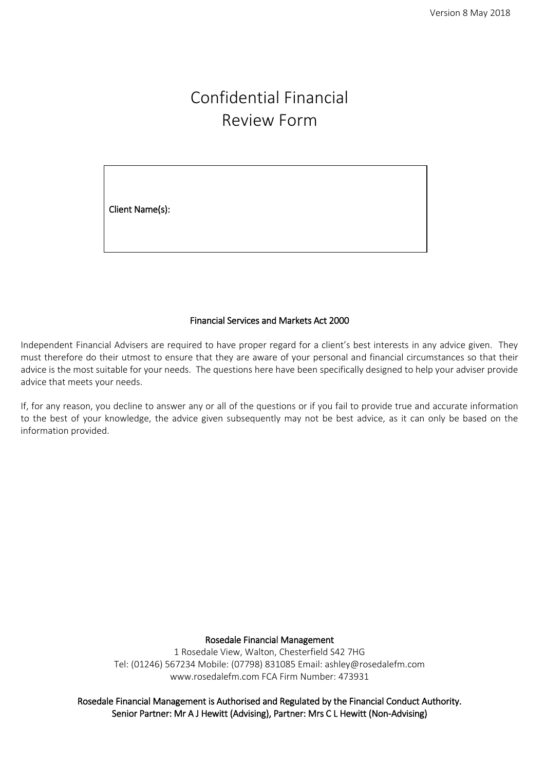Version 8 May 2018

# Confidential Financial Review Form

Client Name(s):

**Financial Services and Markets Act 2000**

Independent Financial Advisers are required to have proper regard for a client's best interests in any advice given. They must therefore do their utmost to ensure that they are aware of your personal and financial circumstances so that their advice is the most suitable for your needs. The questions here have been specifically designed to help your adviser provide advice that meets your needs.

If, for any reason, you decline to answer any or all of the questions or if you fail to provide true and accurate information to the best of your knowledge, the advice given subsequently may not be best advice, as it can only be based on the information provided.

**Rosedale Financial Management**
1 Rosedale View, Walton, Chesterfield S42 7HG
Tel: (01246) 567234 Mobile: (07798) 831085 Email: ashley@rosedalefm.com
www.rosedalefm.com FCA Firm Number: 473931

**Rosedale Financial Management is Authorised and Regulated by the Financial Conduct Authority.**
**Senior Partner: Mr A J Hewitt (Advising), Partner: Mrs C L Hewitt (Non-Advising)**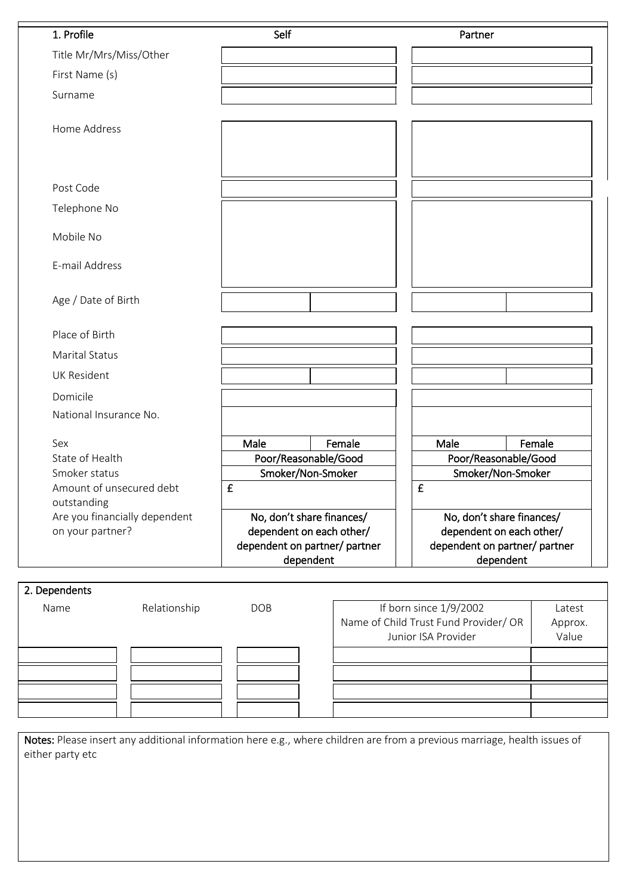| 1. Profile | Self | | Partner | |
|---|---|---|---|---|
| Title Mr/Mrs/Miss/Other | | | | |
| First Name (s) | | | | |
| Surname | | | | |
| Home Address | | | | |
| Post Code | | | | |
| Telephone No | | | | |
| Mobile No | | | | |
| E-mail Address | | | | |
| Age / Date of Birth | | | | |
| Place of Birth | | | | |
| Marital Status | | | | |
| UK Resident | | | | |
| Domicile | | | | |
| National Insurance No. | | | | |
| Sex | Male | Female | Male | Female |
| State of Health | Poor/Reasonable/Good | | Poor/Reasonable/Good | |
| Smoker status | Smoker/Non-Smoker | | Smoker/Non-Smoker | |
| Amount of unsecured debt outstanding | £ | | £ | |
| Are you financially dependent on your partner? | No, don't share finances/ dependent on each other/ dependent on partner/ partner dependent | | No, don't share finances/ dependent on each other/ dependent on partner/ partner dependent | |

| 2. Dependents | | | | |
|---|---|---|---|---|
| Name | Relationship | DOB | If born since 1/9/2002 Name of Child Trust Fund Provider/ OR Junior ISA Provider | Latest Approx. Value |
| | | | | |
| | | | | |
| | | | | |
| | | | | |

**Notes:** Please insert any additional information here e.g., where children are from a previous marriage, health issues of either party etc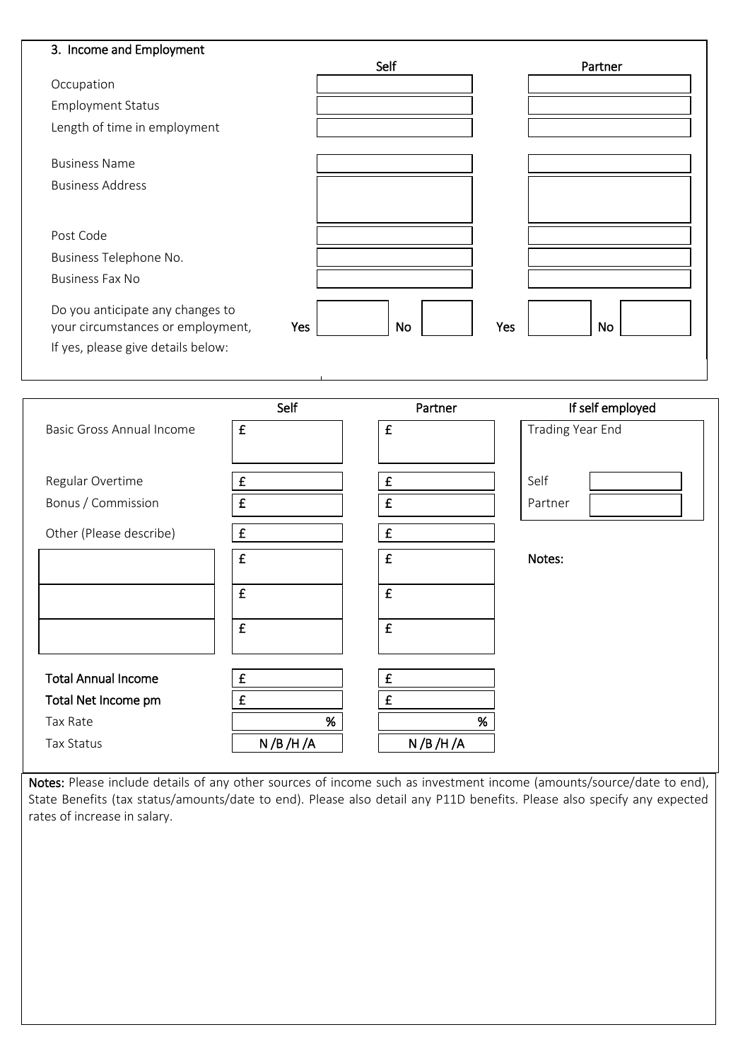## 3. Income and Employment

| | Self | Partner |
|---|---|---|
| Occupation | | |
| Employment Status | | |
| Length of time in employment | | |
| Business Name | | |
| Business Address | | |
| Post Code | | |
| Business Telephone No. | | |
| Business Fax No | | |
| Do you anticipate any changes to your circumstances or employment, If yes, please give details below: | Yes ☐ No ☐ | Yes ☐ No ☐ |

| | Self | Partner |
|---|---|---|
| Basic Gross Annual Income | £ | £ |
| Regular Overtime | £ | £ |
| Bonus / Commission | £ | £ |
| Other (Please describe) | £ | £ |
| | £ | £ |
| | £ | £ |
| | £ | £ |
| **Total Annual Income** | £ | £ |
| **Total Net Income pm** | £ | £ |
| Tax Rate | % | % |
| Tax Status | N /B /H /A | N /B /H /A |

| If self employed | |
|---|---|
| Trading Year End | |
| Self | |
| Partner | |

**Notes:**

**Notes:** Please include details of any other sources of income such as investment income (amounts/source/date to end), State Benefits (tax status/amounts/date to end). Please also detail any P11D benefits. Please also specify any expected rates of increase in salary.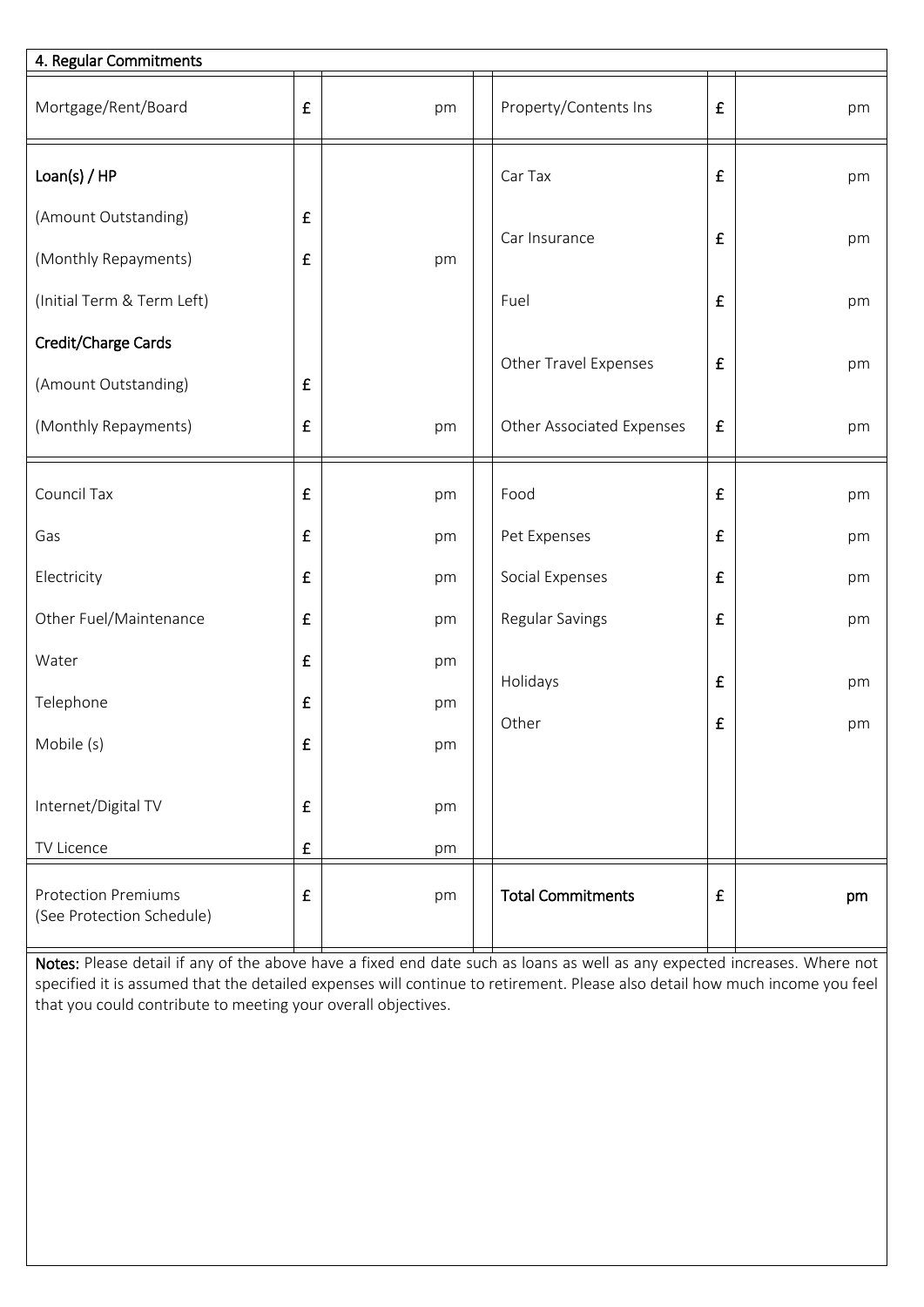## 4. Regular Commitments

| | | | | | |
|---|---|---|---|---|---|
| Mortgage/Rent/Board | £ | pm | Property/Contents Ins | £ | pm |
| **Loan(s) / HP** | | | Car Tax | £ | pm |
| (Amount Outstanding) | £ | | Car Insurance | £ | pm |
| (Monthly Repayments) | £ | pm | | | |
| (Initial Term & Term Left) | | | Fuel | £ | pm |
| **Credit/Charge Cards** | | | Other Travel Expenses | £ | pm |
| (Amount Outstanding) | £ | | | | |
| (Monthly Repayments) | £ | pm | Other Associated Expenses | £ | pm |
| Council Tax | £ | pm | Food | £ | pm |
| Gas | £ | pm | Pet Expenses | £ | pm |
| Electricity | £ | pm | Social Expenses | £ | pm |
| Other Fuel/Maintenance | £ | pm | Regular Savings | £ | pm |
| Water | £ | pm | Holidays | £ | pm |
| Telephone | £ | pm | Other | £ | pm |
| Mobile (s) | £ | pm | | | |
| Internet/Digital TV | £ | pm | | | |
| TV Licence | £ | pm | | | |
| Protection Premiums (See Protection Schedule) | £ | pm | **Total Commitments** | £ | **pm** |

**Notes:** Please detail if any of the above have a fixed end date such as loans as well as any expected increases. Where not specified it is assumed that the detailed expenses will continue to retirement. Please also detail how much income you feel that you could contribute to meeting your overall objectives.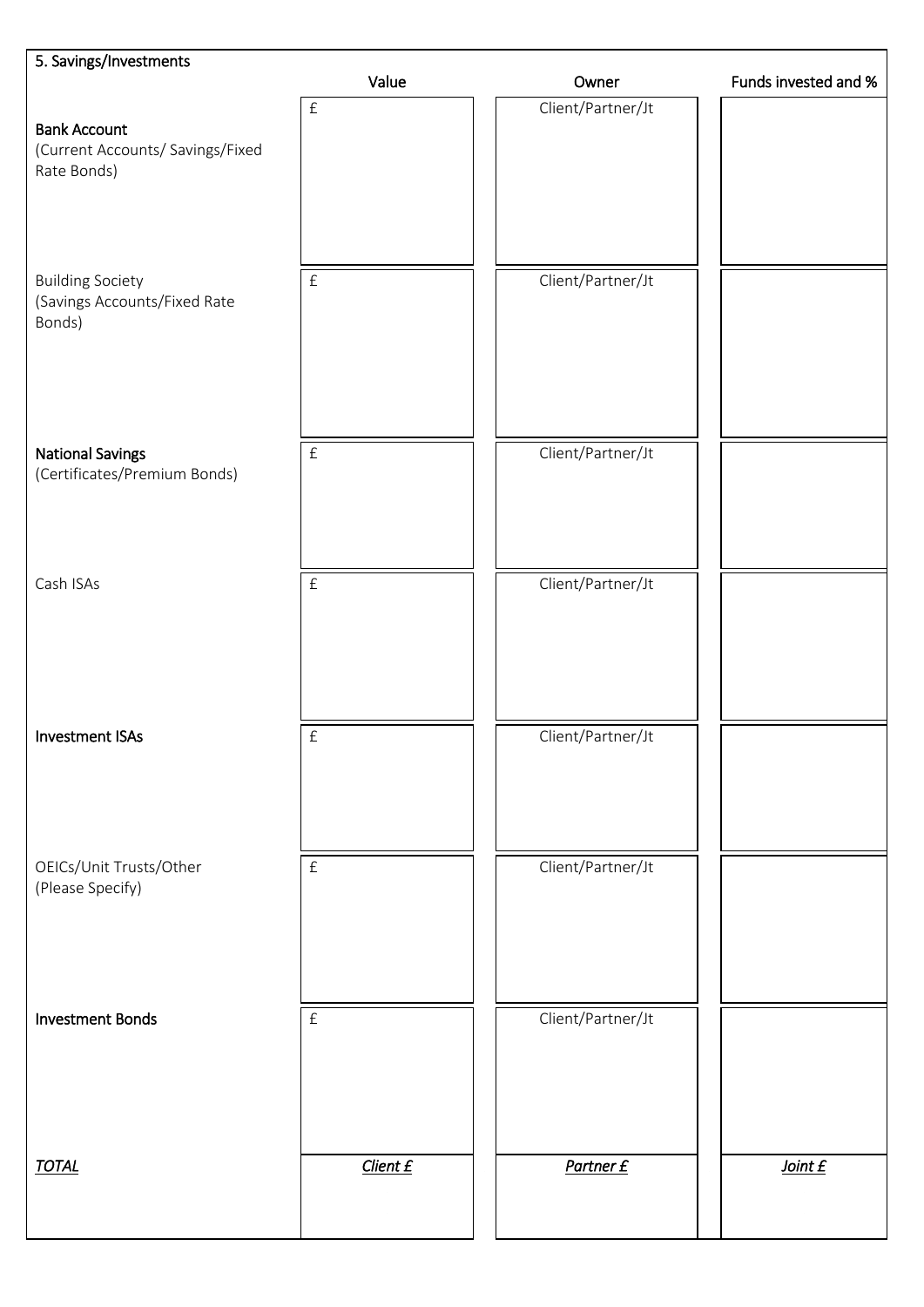## 5. Savings/Investments

| | Value | Owner | Funds invested and % |
|---|---|---|---|
| **Bank Account** (Current Accounts/ Savings/Fixed Rate Bonds) | £ | Client/Partner/Jt | |
| Building Society (Savings Accounts/Fixed Rate Bonds) | £ | Client/Partner/Jt | |
| **National Savings** (Certificates/Premium Bonds) | £ | Client/Partner/Jt | |
| Cash ISAs | £ | Client/Partner/Jt | |
| **Investment ISAs** | £ | Client/Partner/Jt | |
| OEICs/Unit Trusts/Other (Please Specify) | £ | Client/Partner/Jt | |
| **Investment Bonds** | £ | Client/Partner/Jt | |
| ***TOTAL*** | ***Client £*** | ***Partner £*** | ***Joint £*** |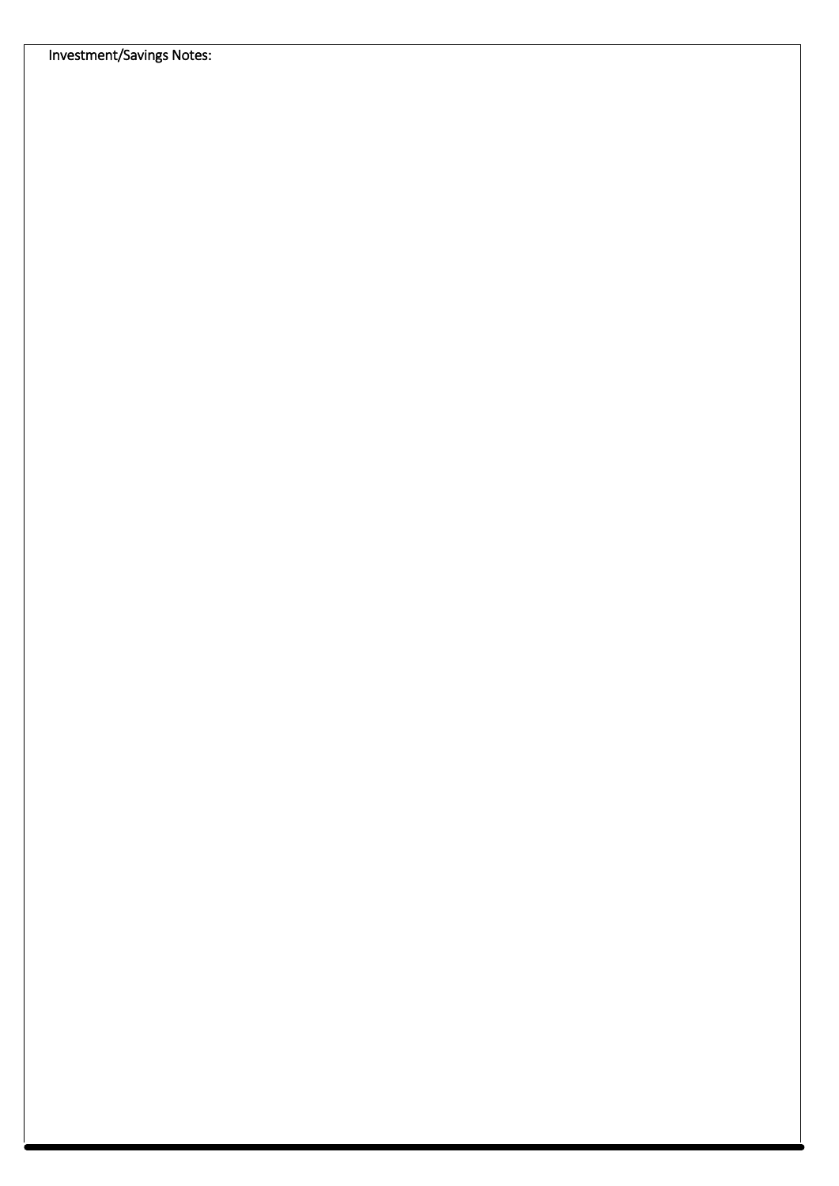Investment/Savings Notes: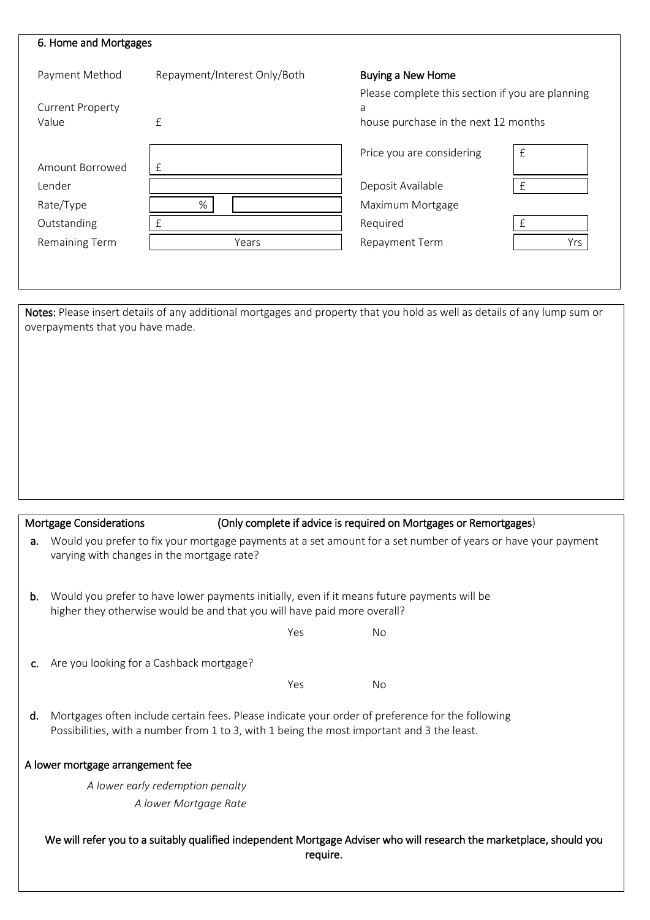## 6. Home and Mortgages

| | |
|---|---|
| Payment Method | Repayment/Interest Only/Both |
| Current Property Value | £ |
| Amount Borrowed | £ |
| Lender | |
| Rate/Type | % |
| Outstanding | £ |
| Remaining Term | Years |

**Buying a New Home**

Please complete this section if you are planning a house purchase in the next 12 months

| | |
|---|---|
| Price you are considering | £ |
| Deposit Available | £ |
| Maximum Mortgage Required | £ |
| Repayment Term | Yrs |

**Notes:** Please insert details of any additional mortgages and property that you hold as well as details of any lump sum or overpayments that you have made.

**Mortgage Considerations** **(Only complete if advice is required on Mortgages or Remortgages)**

**a.** Would you prefer to fix your mortgage payments at a set amount for a set number of years or have your payment varying with changes in the mortgage rate?

**b.** Would you prefer to have lower payments initially, even if it means future payments will be higher they otherwise would be and that you will have paid more overall?

Yes No

**c.** Are you looking for a Cashback mortgage?

Yes No

**d.** Mortgages often include certain fees. Please indicate your order of preference for the following Possibilities, with a number from 1 to 3, with 1 being the most important and 3 the least.

**A lower mortgage arrangement fee**

*A lower early redemption penalty*

*A lower Mortgage Rate*

**We will refer you to a suitably qualified independent Mortgage Adviser who will research the marketplace, should you require.**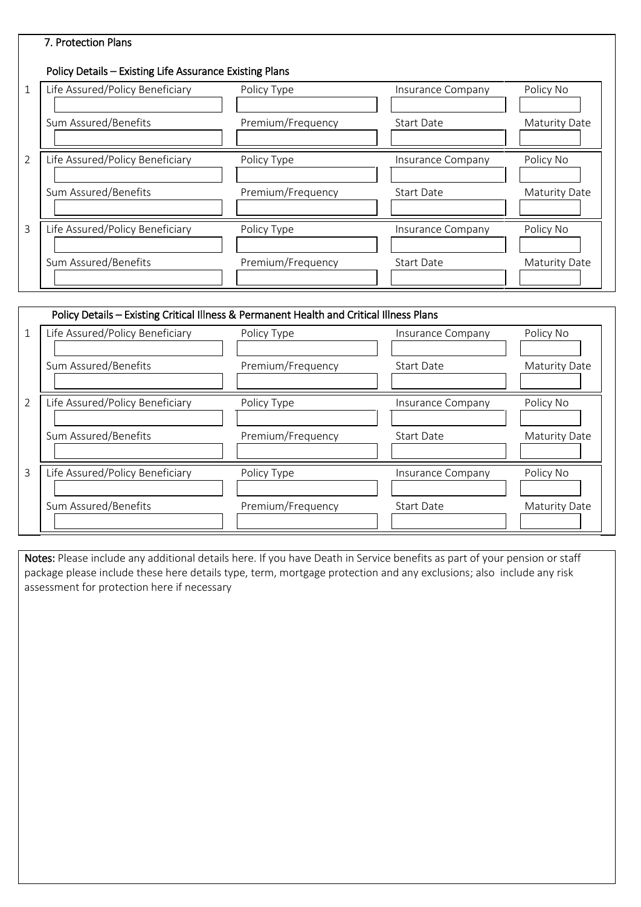## 7. Protection Plans

### Policy Details – Existing Life Assurance Existing Plans

| | Life Assured/Policy Beneficiary | Policy Type | Insurance Company | Policy No |
|---|---|---|---|---|
| 1 | | | | |
| | **Sum Assured/Benefits** | **Premium/Frequency** | **Start Date** | **Maturity Date** |
| | | | | |
| 2 | **Life Assured/Policy Beneficiary** | **Policy Type** | **Insurance Company** | **Policy No** |
| | | | | |
| | **Sum Assured/Benefits** | **Premium/Frequency** | **Start Date** | **Maturity Date** |
| | | | | |
| 3 | **Life Assured/Policy Beneficiary** | **Policy Type** | **Insurance Company** | **Policy No** |
| | | | | |
| | **Sum Assured/Benefits** | **Premium/Frequency** | **Start Date** | **Maturity Date** |
| | | | | |

### Policy Details – Existing Critical Illness & Permanent Health and Critical Illness Plans

| | Life Assured/Policy Beneficiary | Policy Type | Insurance Company | Policy No |
|---|---|---|---|---|
| 1 | | | | |
| | **Sum Assured/Benefits** | **Premium/Frequency** | **Start Date** | **Maturity Date** |
| | | | | |
| 2 | **Life Assured/Policy Beneficiary** | **Policy Type** | **Insurance Company** | **Policy No** |
| | | | | |
| | **Sum Assured/Benefits** | **Premium/Frequency** | **Start Date** | **Maturity Date** |
| | | | | |
| 3 | **Life Assured/Policy Beneficiary** | **Policy Type** | **Insurance Company** | **Policy No** |
| | | | | |
| | **Sum Assured/Benefits** | **Premium/Frequency** | **Start Date** | **Maturity Date** |
| | | | | |

**Notes:** Please include any additional details here. If you have Death in Service benefits as part of your pension or staff package please include these here details type, term, mortgage protection and any exclusions; also include any risk assessment for protection here if necessary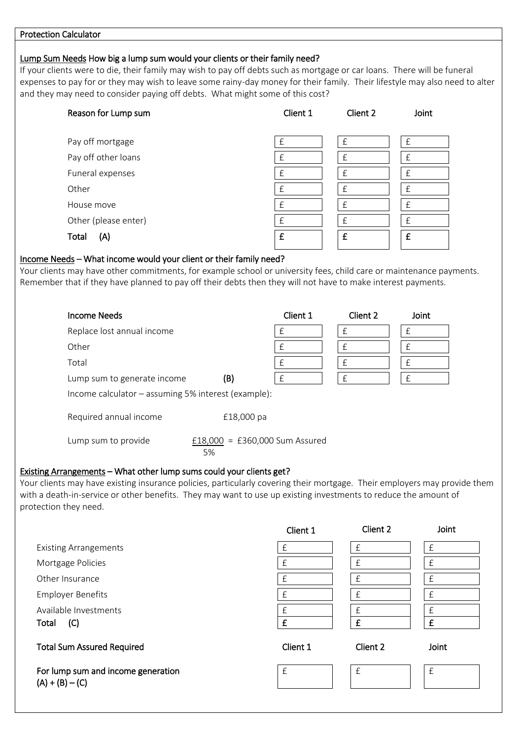## Protection Calculator

### Lump Sum Needs How big a lump sum would your clients or their family need?

If your clients were to die, their family may wish to pay off debts such as mortgage or car loans. There will be funeral expenses to pay for or they may wish to leave some rainy-day money for their family. Their lifestyle may also need to alter and they may need to consider paying off debts. What might some of this cost?

| Reason for Lump sum | Client 1 | Client 2 | Joint |
|---|---|---|---|
| Pay off mortgage | £ | £ | £ |
| Pay off other loans | £ | £ | £ |
| Funeral expenses | £ | £ | £ |
| Other | £ | £ | £ |
| House move | £ | £ | £ |
| Other (please enter) | £ | £ | £ |
| **Total (A)** | **£** | **£** | **£** |

### Income Needs – What income would your client or their family need?

Your clients may have other commitments, for example school or university fees, child care or maintenance payments. Remember that if they have planned to pay off their debts then they will not have to make interest payments.

| Income Needs | | Client 1 | Client 2 | Joint |
|---|---|---|---|---|
| Replace lost annual income | | £ | £ | £ |
| Other | | £ | £ | £ |
| Total | | £ | £ | £ |
| Lump sum to generate income | **(B)** | £ | £ | £ |

Income calculator – assuming 5% interest (example):

Required annual income £18,000 pa

Lump sum to provide $\frac{£18,000}{5\%}$ = £360,000 Sum Assured

### Existing Arrangements – What other lump sums could your clients get?

Your clients may have existing insurance policies, particularly covering their mortgage. Their employers may provide them with a death-in-service or other benefits. They may want to use up existing investments to reduce the amount of protection they need.

| | Client 1 | Client 2 | Joint |
|---|---|---|---|
| Existing Arrangements | £ | £ | £ |
| Mortgage Policies | £ | £ | £ |
| Other Insurance | £ | £ | £ |
| Employer Benefits | £ | £ | £ |
| Available Investments | £ | £ | £ |
| **Total (C)** | **£** | **£** | **£** |

| Total Sum Assured Required | Client 1 | Client 2 | Joint |
|---|---|---|---|
| For lump sum and income generation (A) + (B) – (C) | £ | £ | £ |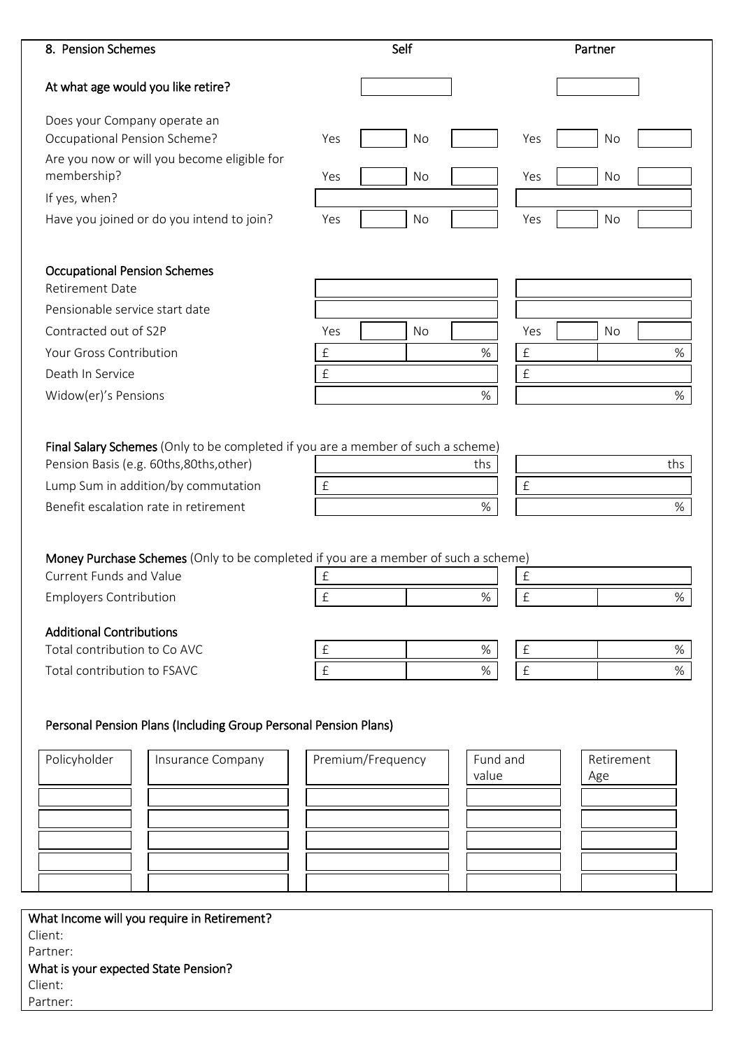## 8. Pension Schemes

| | Self | | | | Partner | | | |
|---|---|---|---|---|---|---|---|---|
| At what age would you like retire? | | | | | | | | |
| Does your Company operate an Occupational Pension Scheme? | Yes | | No | | Yes | | No | |
| Are you now or will you become eligible for membership? | Yes | | No | | Yes | | No | |
| If yes, when? | | | | | | | | |
| Have you joined or do you intend to join? | Yes | | No | | Yes | | No | |

### Occupational Pension Schemes

| | Self | | Partner | |
|---|---|---|---|---|
| Retirement Date | | | | |
| Pensionable service start date | | | | |
| Contracted out of S2P | Yes | No | Yes | No |
| Your Gross Contribution | £ | % | £ | % |
| Death In Service | £ | | £ | |
| Widow(er)'s Pensions | | % | | % |

**Final Salary Schemes** (Only to be completed if you are a member of such a scheme)

| | Self | Partner |
|---|---|---|
| Pension Basis (e.g. 60ths,80ths,other) | ths | ths |
| Lump Sum in addition/by commutation | £ | £ |
| Benefit escalation rate in retirement | % | % |

**Money Purchase Schemes** (Only to be completed if you are a member of such a scheme)

| | Self | | Partner | |
|---|---|---|---|---|
| Current Funds and Value | £ | | £ | |
| Employers Contribution | £ | % | £ | % |

**Additional Contributions**

| | Self | | Partner | |
|---|---|---|---|---|
| Total contribution to Co AVC | £ | % | £ | % |
| Total contribution to FSAVC | £ | % | £ | % |

### Personal Pension Plans (Including Group Personal Pension Plans)

| Policyholder | Insurance Company | Premium/Frequency | Fund and value | Retirement Age |
|---|---|---|---|---|
| | | | | |
| | | | | |
| | | | | |
| | | | | |
| | | | | |

**What Income will you require in Retirement?**

Client:

Partner:

**What is your expected State Pension?**

Client:

Partner: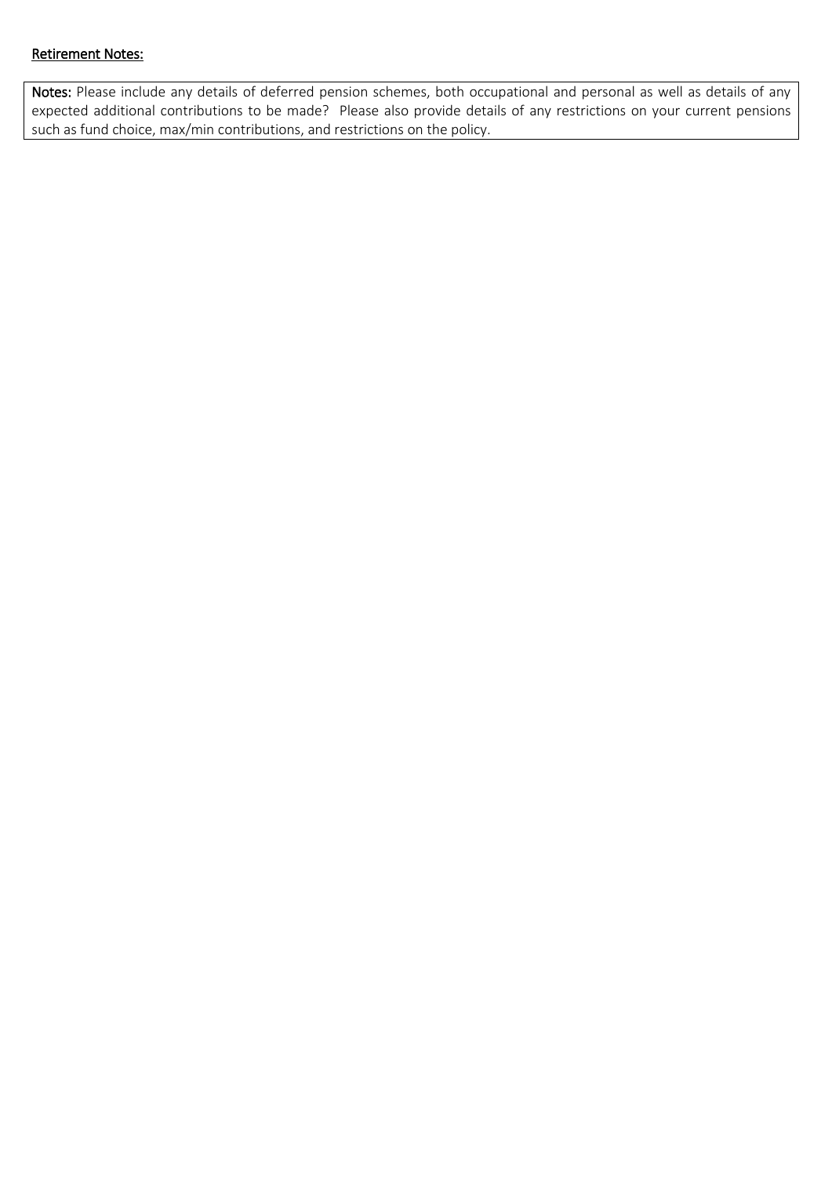**Retirement Notes:**

**Notes:** Please include any details of deferred pension schemes, both occupational and personal as well as details of any expected additional contributions to be made? Please also provide details of any restrictions on your current pensions such as fund choice, max/min contributions, and restrictions on the policy.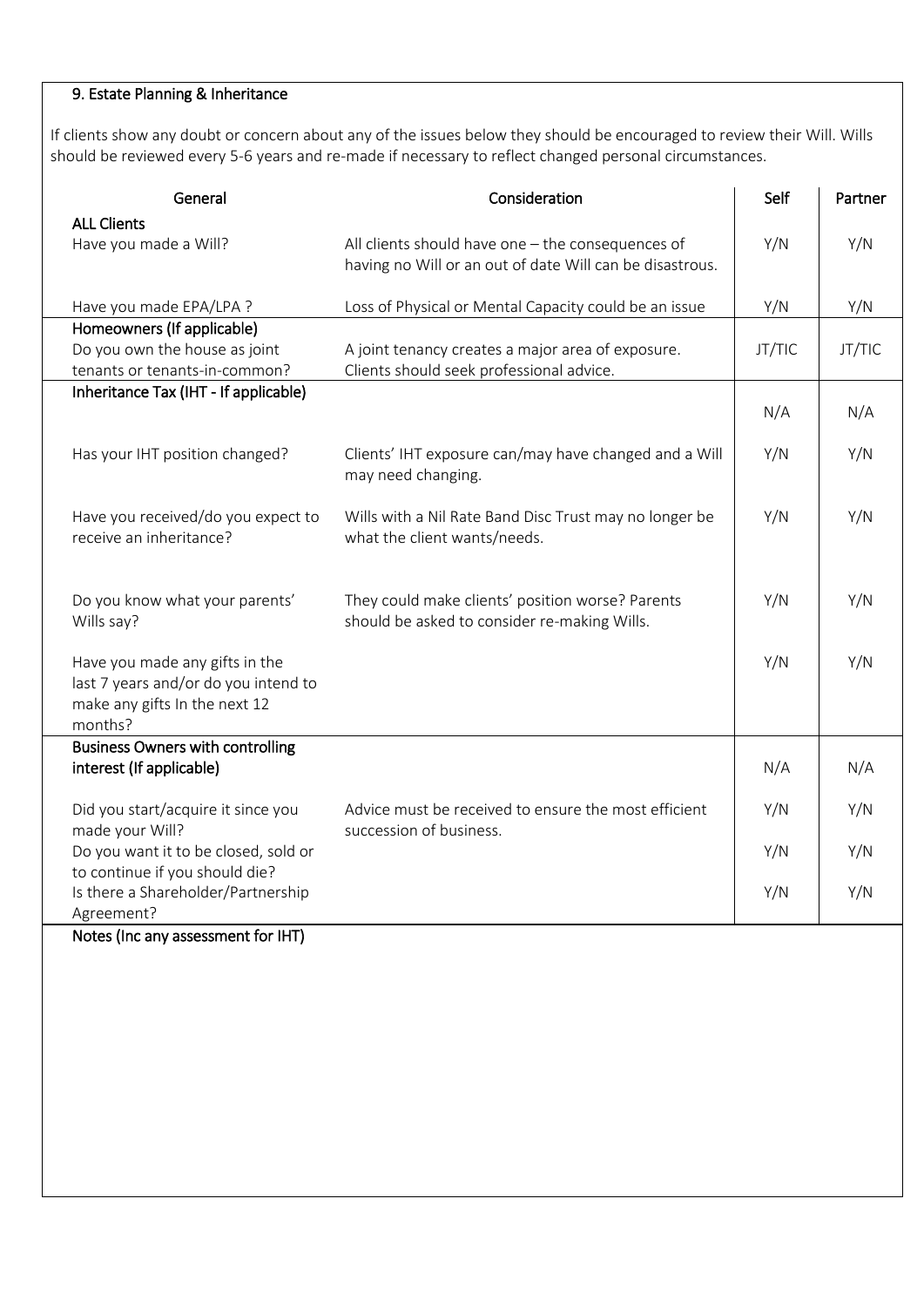## 9. Estate Planning & Inheritance

If clients show any doubt or concern about any of the issues below they should be encouraged to review their Will. Wills should be reviewed every 5-6 years and re-made if necessary to reflect changed personal circumstances.

| General | Consideration | Self | Partner |
|---|---|---|---|
| **ALL Clients** | | | |
| Have you made a Will? | All clients should have one – the consequences of having no Will or an out of date Will can be disastrous. | Y/N | Y/N |
| Have you made EPA/LPA ? | Loss of Physical or Mental Capacity could be an issue | Y/N | Y/N |
| **Homeowners (If applicable)** | | | |
| Do you own the house as joint tenants or tenants-in-common? | A joint tenancy creates a major area of exposure. Clients should seek professional advice. | JT/TIC | JT/TIC |
| **Inheritance Tax (IHT - If applicable)** | | N/A | N/A |
| Has your IHT position changed? | Clients' IHT exposure can/may have changed and a Will may need changing. | Y/N | Y/N |
| Have you received/do you expect to receive an inheritance? | Wills with a Nil Rate Band Disc Trust may no longer be what the client wants/needs. | Y/N | Y/N |
| Do you know what your parents' Wills say? | They could make clients' position worse? Parents should be asked to consider re-making Wills. | Y/N | Y/N |
| Have you made any gifts in the last 7 years and/or do you intend to make any gifts In the next 12 months? | | Y/N | Y/N |
| **Business Owners with controlling interest (If applicable)** | | N/A | N/A |
| Did you start/acquire it since you made your Will? | Advice must be received to ensure the most efficient succession of business. | Y/N | Y/N |
| Do you want it to be closed, sold or to continue if you should die? | | Y/N | Y/N |
| Is there a Shareholder/Partnership Agreement? | | Y/N | Y/N |

**Notes (Inc any assessment for IHT)**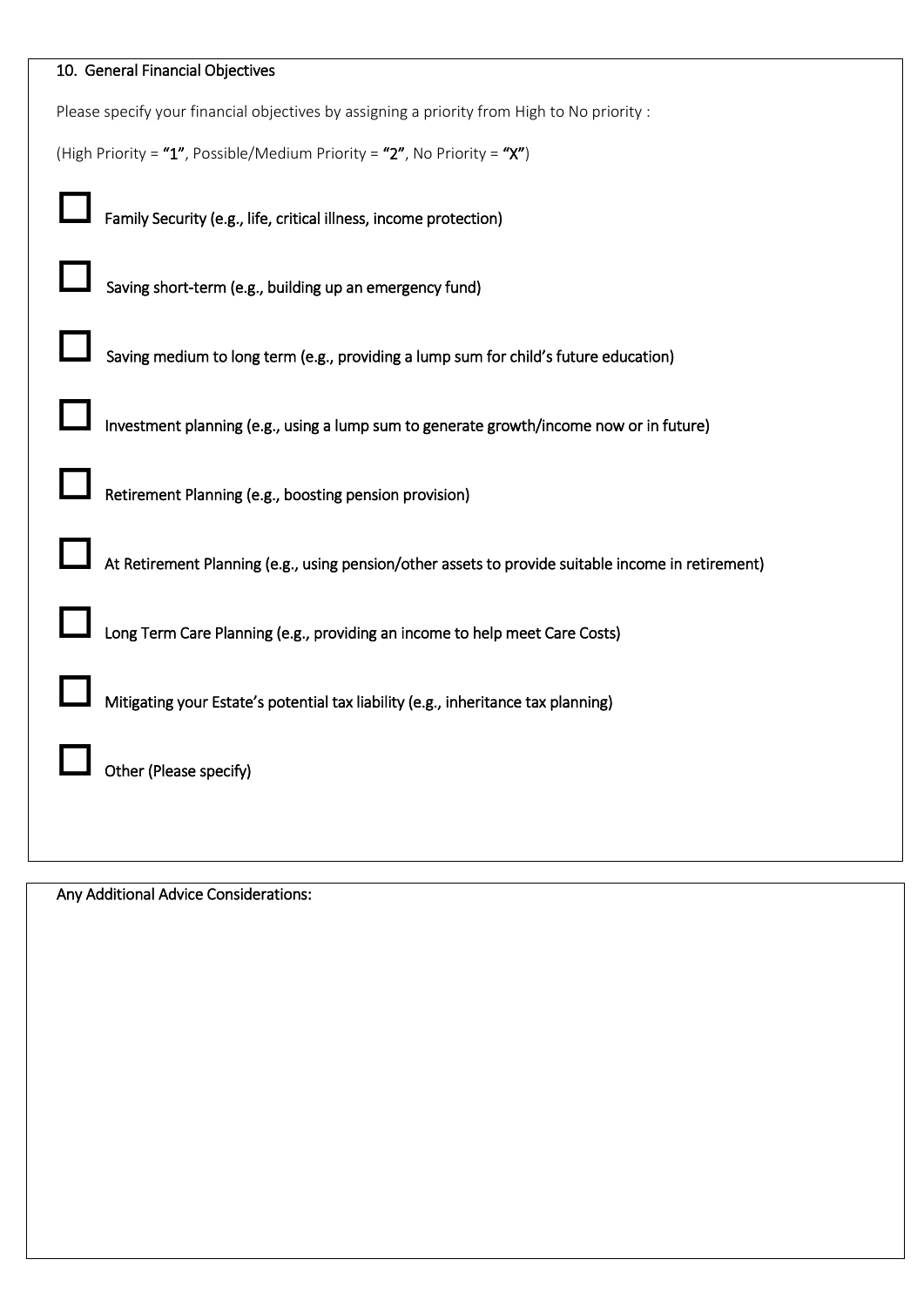## 10. General Financial Objectives

Please specify your financial objectives by assigning a priority from High to No priority :

(High Priority = **"1"**, Possible/Medium Priority = **"2"**, No Priority = **"X"**)

- ☐ Family Security (e.g., life, critical illness, income protection)
- ☐ Saving short-term (e.g., building up an emergency fund)
- ☐ Saving medium to long term (e.g., providing a lump sum for child's future education)
- ☐ Investment planning (e.g., using a lump sum to generate growth/income now or in future)
- ☐ Retirement Planning (e.g., boosting pension provision)
- ☐ At Retirement Planning (e.g., using pension/other assets to provide suitable income in retirement)
- ☐ Long Term Care Planning (e.g., providing an income to help meet Care Costs)
- ☐ Mitigating your Estate's potential tax liability (e.g., inheritance tax planning)
- ☐ Other (Please specify)

Any Additional Advice Considerations: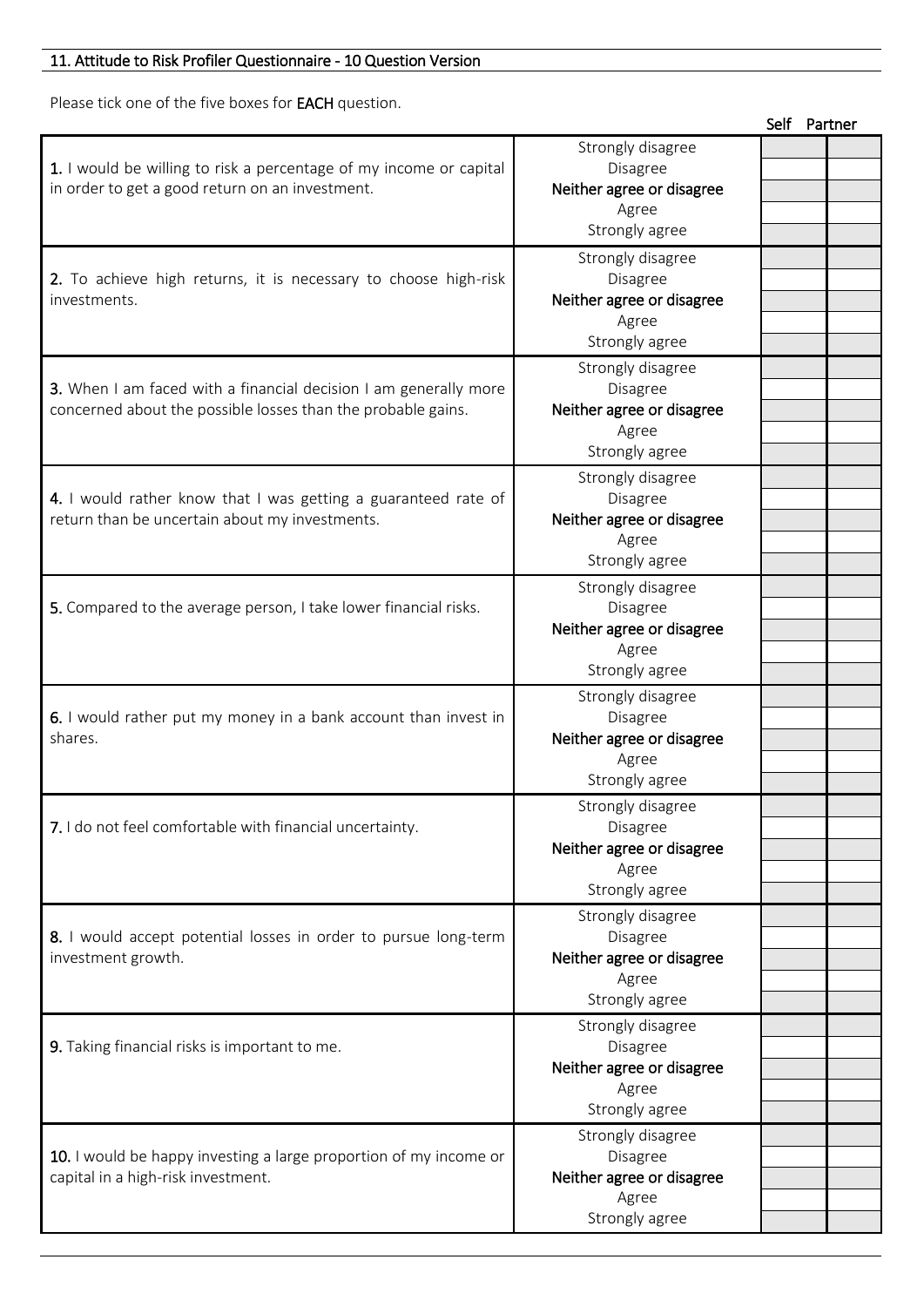## 11. Attitude to Risk Profiler Questionnaire - 10 Question Version

Please tick one of the five boxes for **EACH** question.

| Question | Response | Self | Partner |
|---|---|---|---|
| **1.** I would be willing to risk a percentage of my income or capital in order to get a good return on an investment. | Strongly disagree | | |
| | Disagree | | |
| | Neither agree or disagree | | |
| | Agree | | |
| | Strongly agree | | |
| **2.** To achieve high returns, it is necessary to choose high-risk investments. | Strongly disagree | | |
| | Disagree | | |
| | Neither agree or disagree | | |
| | Agree | | |
| | Strongly agree | | |
| **3.** When I am faced with a financial decision I am generally more concerned about the possible losses than the probable gains. | Strongly disagree | | |
| | Disagree | | |
| | Neither agree or disagree | | |
| | Agree | | |
| | Strongly agree | | |
| **4.** I would rather know that I was getting a guaranteed rate of return than be uncertain about my investments. | Strongly disagree | | |
| | Disagree | | |
| | Neither agree or disagree | | |
| | Agree | | |
| | Strongly agree | | |
| **5.** Compared to the average person, I take lower financial risks. | Strongly disagree | | |
| | Disagree | | |
| | Neither agree or disagree | | |
| | Agree | | |
| | Strongly agree | | |
| **6.** I would rather put my money in a bank account than invest in shares. | Strongly disagree | | |
| | Disagree | | |
| | Neither agree or disagree | | |
| | Agree | | |
| | Strongly agree | | |
| **7.** I do not feel comfortable with financial uncertainty. | Strongly disagree | | |
| | Disagree | | |
| | Neither agree or disagree | | |
| | Agree | | |
| | Strongly agree | | |
| **8.** I would accept potential losses in order to pursue long-term investment growth. | Strongly disagree | | |
| | Disagree | | |
| | Neither agree or disagree | | |
| | Agree | | |
| | Strongly agree | | |
| **9.** Taking financial risks is important to me. | Strongly disagree | | |
| | Disagree | | |
| | Neither agree or disagree | | |
| | Agree | | |
| | Strongly agree | | |
| **10.** I would be happy investing a large proportion of my income or capital in a high-risk investment. | Strongly disagree | | |
| | Disagree | | |
| | Neither agree or disagree | | |
| | Agree | | |
| | Strongly agree | | |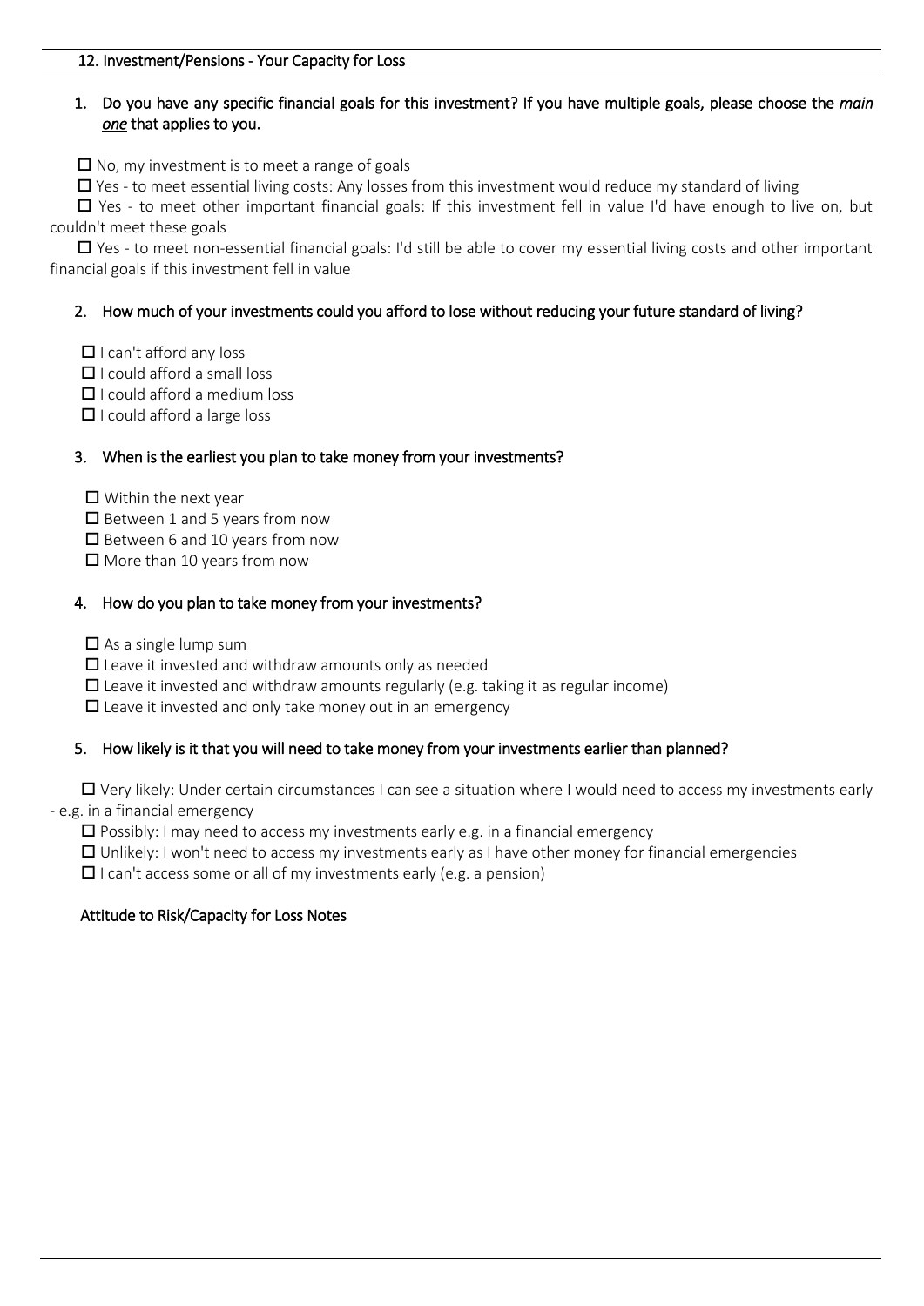## 12. Investment/Pensions - Your Capacity for Loss

1. **Do you have any specific financial goals for this investment? If you have multiple goals, please choose the *main one* that applies to you.**

☐ No, my investment is to meet a range of goals

☐ Yes - to meet essential living costs: Any losses from this investment would reduce my standard of living

☐ Yes - to meet other important financial goals: If this investment fell in value I'd have enough to live on, but couldn't meet these goals

☐ Yes - to meet non-essential financial goals: I'd still be able to cover my essential living costs and other important financial goals if this investment fell in value

2. **How much of your investments could you afford to lose without reducing your future standard of living?**

☐ I can't afford any loss

☐ I could afford a small loss

☐ I could afford a medium loss

☐ I could afford a large loss

3. **When is the earliest you plan to take money from your investments?**

☐ Within the next year

☐ Between 1 and 5 years from now

☐ Between 6 and 10 years from now

☐ More than 10 years from now

4. **How do you plan to take money from your investments?**

☐ As a single lump sum

☐ Leave it invested and withdraw amounts only as needed

☐ Leave it invested and withdraw amounts regularly (e.g. taking it as regular income)

☐ Leave it invested and only take money out in an emergency

5. **How likely is it that you will need to take money from your investments earlier than planned?**

☐ Very likely: Under certain circumstances I can see a situation where I would need to access my investments early - e.g. in a financial emergency

☐ Possibly: I may need to access my investments early e.g. in a financial emergency

☐ Unlikely: I won't need to access my investments early as I have other money for financial emergencies

☐ I can't access some or all of my investments early (e.g. a pension)

**Attitude to Risk/Capacity for Loss Notes**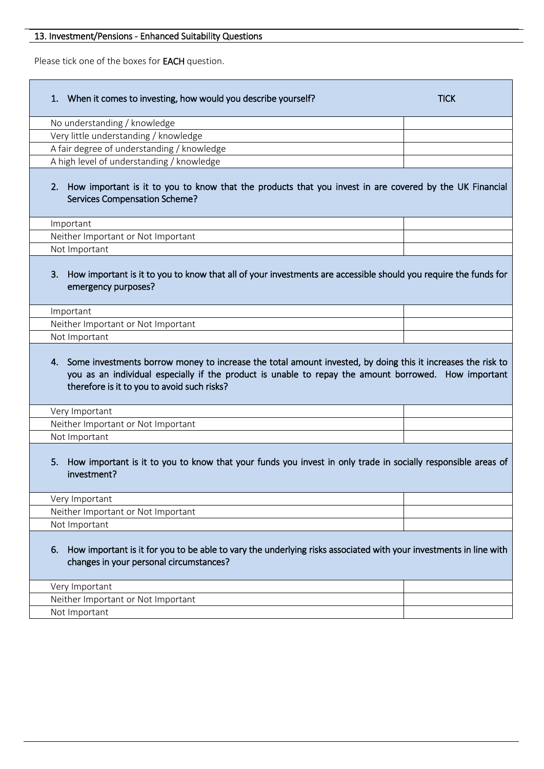## 13. Investment/Pensions - Enhanced Suitability Questions

Please tick one of the boxes for **EACH** question.

| 1. When it comes to investing, how would you describe yourself? | TICK |
|---|---|
| No understanding / knowledge | |
| Very little understanding / knowledge | |
| A fair degree of understanding / knowledge | |
| A high level of understanding / knowledge | |
| **2. How important is it to you to know that the products that you invest in are covered by the UK Financial Services Compensation Scheme?** | |
| Important | |
| Neither Important or Not Important | |
| Not Important | |
| **3. How important is it to you to know that all of your investments are accessible should you require the funds for emergency purposes?** | |
| Important | |
| Neither Important or Not Important | |
| Not Important | |
| **4. Some investments borrow money to increase the total amount invested, by doing this it increases the risk to you as an individual especially if the product is unable to repay the amount borrowed. How important therefore is it to you to avoid such risks?** | |
| Very Important | |
| Neither Important or Not Important | |
| Not Important | |
| **5. How important is it to you to know that your funds you invest in only trade in socially responsible areas of investment?** | |
| Very Important | |
| Neither Important or Not Important | |
| Not Important | |
| **6. How important is it for you to be able to vary the underlying risks associated with your investments in line with changes in your personal circumstances?** | |
| Very Important | |
| Neither Important or Not Important | |
| Not Important | |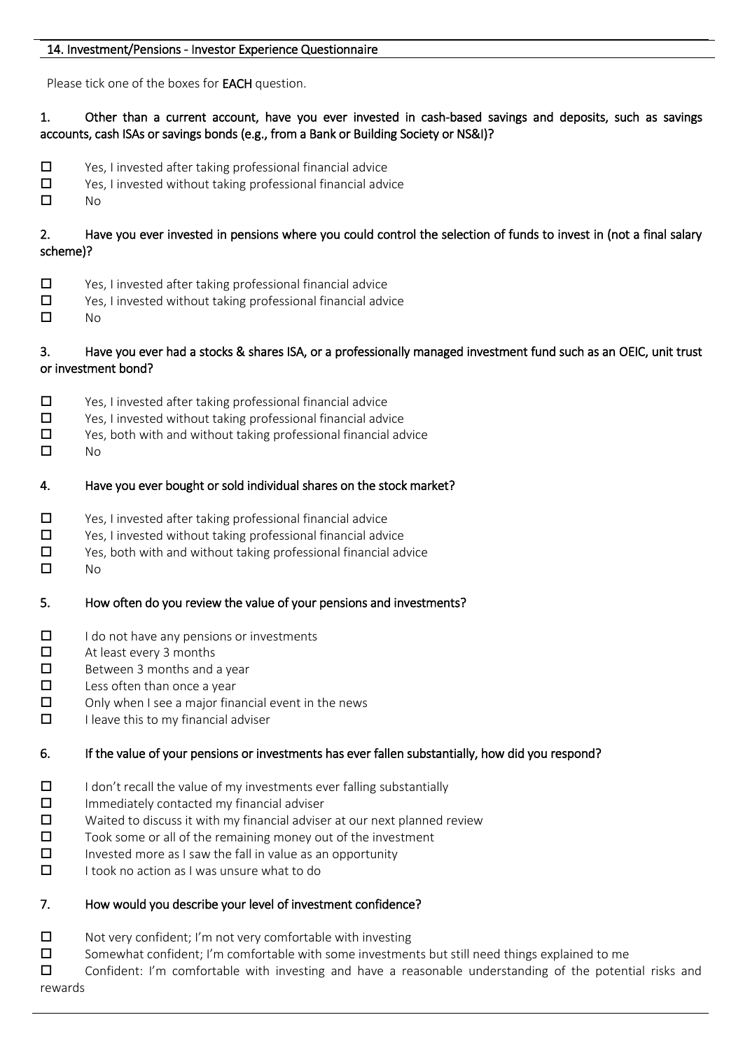## 14. Investment/Pensions - Investor Experience Questionnaire

Please tick one of the boxes for **EACH** question.

**1. Other than a current account, have you ever invested in cash-based savings and deposits, such as savings accounts, cash ISAs or savings bonds (e.g., from a Bank or Building Society or NS&I)?**

- ☐ Yes, I invested after taking professional financial advice
- ☐ Yes, I invested without taking professional financial advice
- ☐ No

**2. Have you ever invested in pensions where you could control the selection of funds to invest in (not a final salary scheme)?**

- ☐ Yes, I invested after taking professional financial advice
- ☐ Yes, I invested without taking professional financial advice
- ☐ No

**3. Have you ever had a stocks & shares ISA, or a professionally managed investment fund such as an OEIC, unit trust or investment bond?**

- ☐ Yes, I invested after taking professional financial advice
- ☐ Yes, I invested without taking professional financial advice
- ☐ Yes, both with and without taking professional financial advice
- ☐ No

**4. Have you ever bought or sold individual shares on the stock market?**

- ☐ Yes, I invested after taking professional financial advice
- ☐ Yes, I invested without taking professional financial advice
- ☐ Yes, both with and without taking professional financial advice
- ☐ No

**5. How often do you review the value of your pensions and investments?**

- ☐ I do not have any pensions or investments
- ☐ At least every 3 months
- ☐ Between 3 months and a year
- ☐ Less often than once a year
- ☐ Only when I see a major financial event in the news
- ☐ I leave this to my financial adviser

**6. If the value of your pensions or investments has ever fallen substantially, how did you respond?**

- ☐ I don't recall the value of my investments ever falling substantially
- ☐ Immediately contacted my financial adviser
- ☐ Waited to discuss it with my financial adviser at our next planned review
- ☐ Took some or all of the remaining money out of the investment
- ☐ Invested more as I saw the fall in value as an opportunity
- ☐ I took no action as I was unsure what to do

**7. How would you describe your level of investment confidence?**

- ☐ Not very confident; I'm not very comfortable with investing
- ☐ Somewhat confident; I'm comfortable with some investments but still need things explained to me
- ☐ Confident: I'm comfortable with investing and have a reasonable understanding of the potential risks and rewards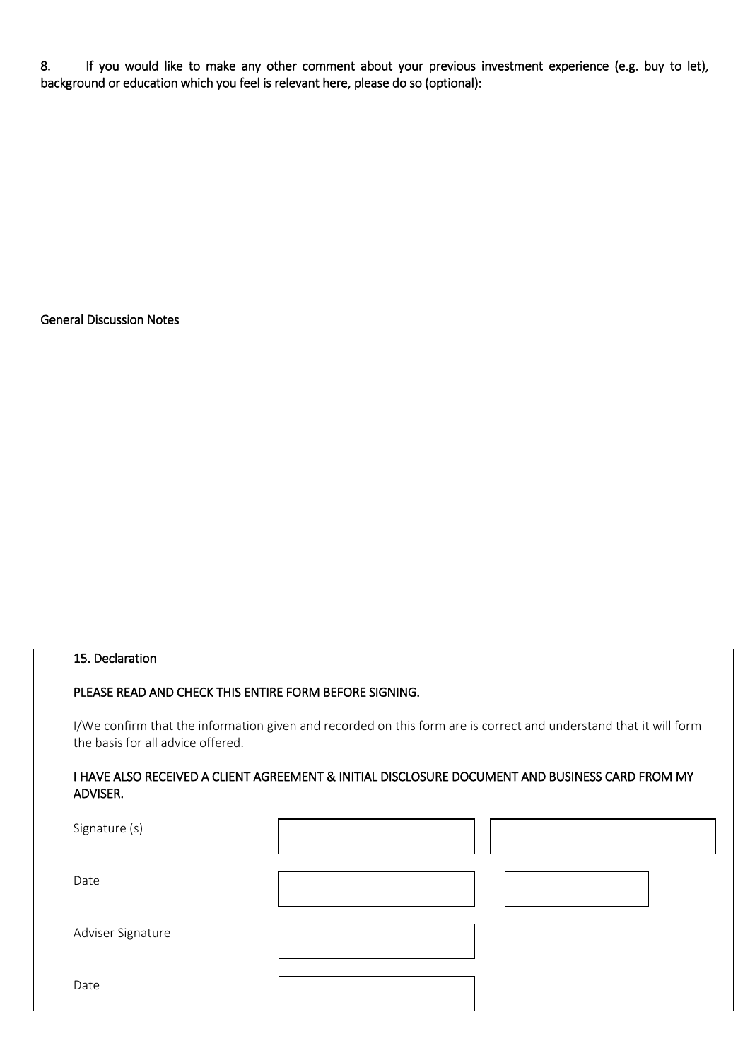8. If you would like to make any other comment about your previous investment experience (e.g. buy to let), background or education which you feel is relevant here, please do so (optional):

General Discussion Notes

15. Declaration

PLEASE READ AND CHECK THIS ENTIRE FORM BEFORE SIGNING.

I/We confirm that the information given and recorded on this form are is correct and understand that it will form the basis for all advice offered.

I HAVE ALSO RECEIVED A CLIENT AGREEMENT & INITIAL DISCLOSURE DOCUMENT AND BUSINESS CARD FROM MY ADVISER.

| | | |
|---|---|---|
| Signature (s) | | |
| Date | | |
| Adviser Signature | | |
| Date | | |